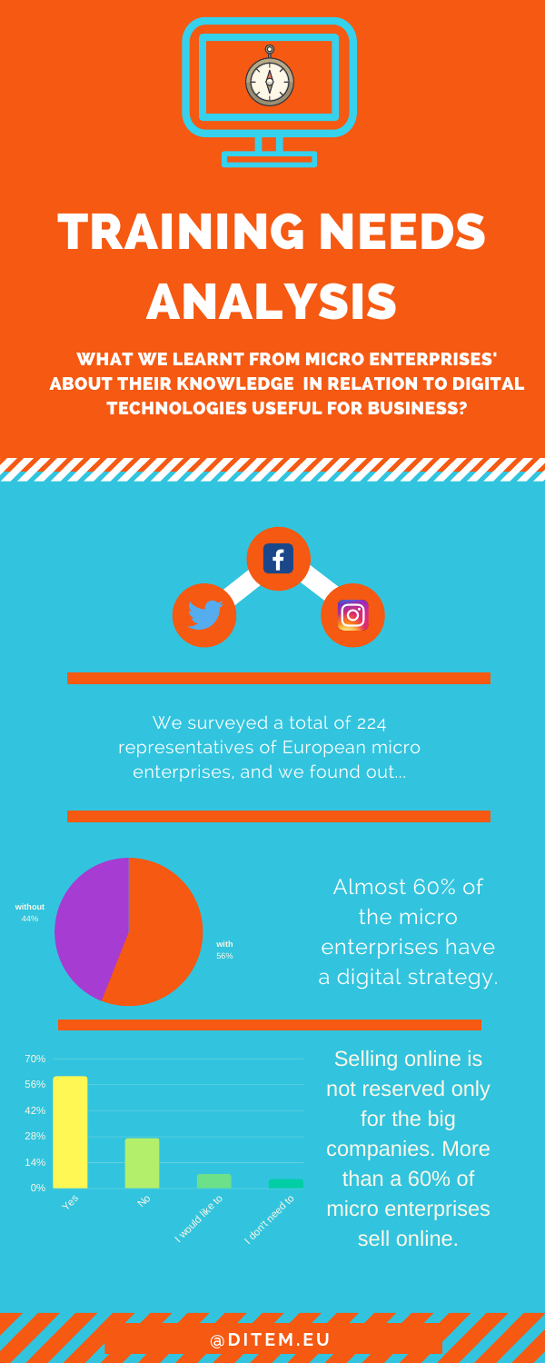# TRAINING NEEDS ANALYSIS

**WHAT WE LEARNT FROM MICRO ENTERPRISES' ABOUT THEIR KNOWLEDGE IN RELATION TO DIGITAL TECHNOLOGIES USEFUL FOR BUSINESS?**

We surveyed a total of 224 representatives of European micro enterprises, and we found out...

**without** 44%

**with** 56%

Almost 60% of the micro enterprises have a digital strategy.

70%
56%
42%
28%
14%
0%

Yes
No
I would like to
I don't need to

Selling online is not reserved only for the big companies. More than a 60% of micro enterprises sell online.

@DITEM.EU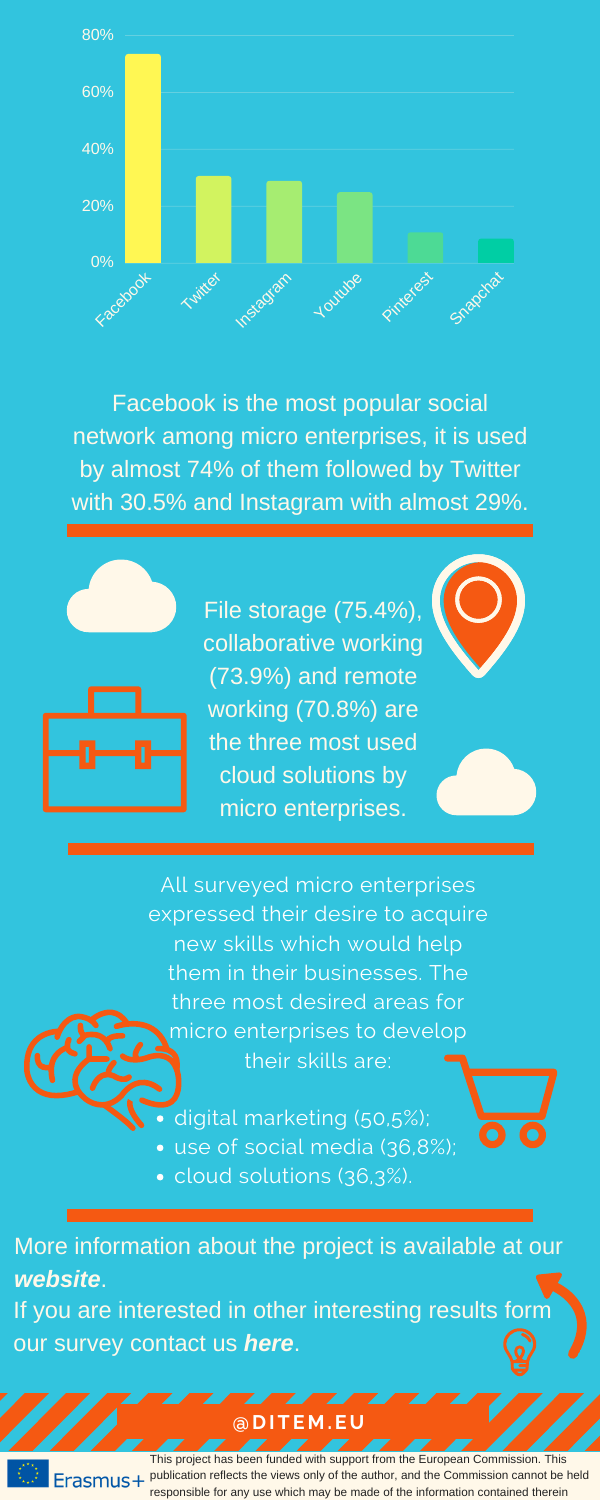80%
60%
40%
20%
0%

Facebook
Twitter
Instagram
Youtube
Pinterest
Snapchat

Facebook is the most popular social network among micro enterprises, it is used by almost 74% of them followed by Twitter with 30.5% and Instagram with almost 29%.

File storage (75.4%), collaborative working (73.9%) and remote working (70.8%) are the three most used cloud solutions by micro enterprises.

All surveyed micro enterprises expressed their desire to acquire new skills which would help them in their businesses. The three most desired areas for micro enterprises to develop their skills are:

- digital marketing (50,5%);
- use of social media (36,8%);
- cloud solutions (36,3%).

More information about the project is available at our ***website***.

If you are interested in other interesting results form our survey contact us ***here***.

**@DITEM.EU**

Erasmus+

This project has been funded with support from the European Commission. This publication reflects the views only of the author, and the Commission cannot be held responsible for any use which may be made of the information contained therein